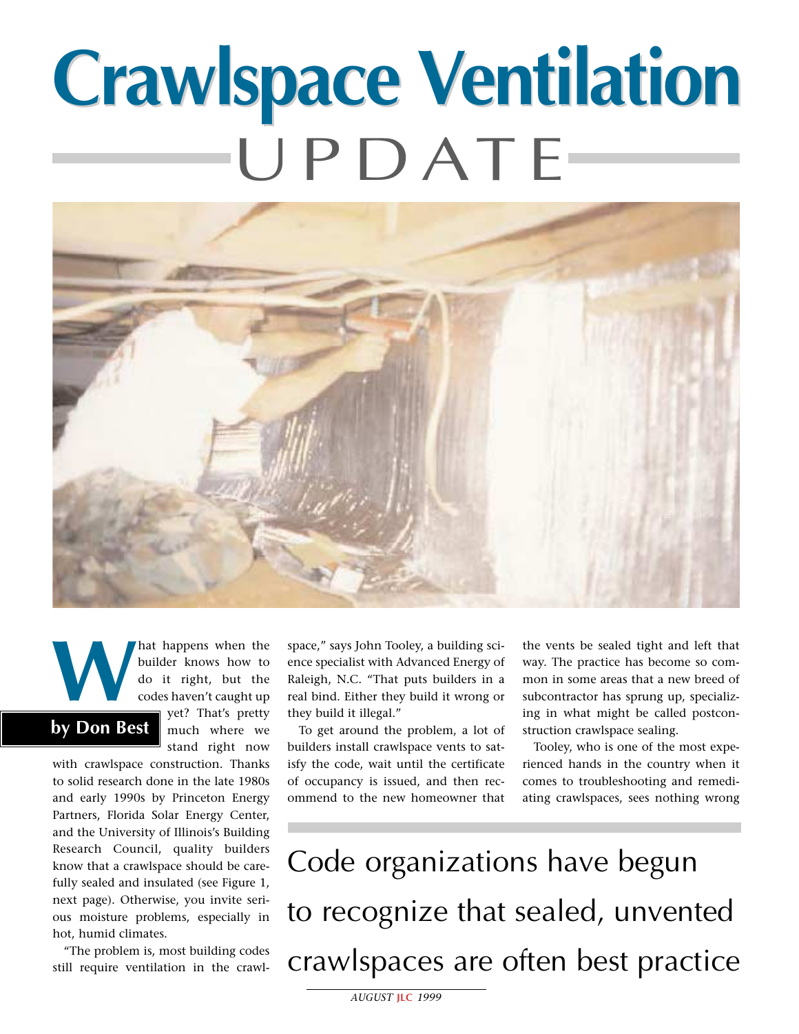# Crawlspace Ventilation UPDATE

**by Don Best**

What happens when the builder knows how to do it right, but the codes haven't caught up yet? That's pretty much where we stand right now with crawlspace construction. Thanks to solid research done in the late 1980s and early 1990s by Princeton Energy Partners, Florida Solar Energy Center, and the University of Illinois's Building Research Council, quality builders know that a crawlspace should be carefully sealed and insulated (see Figure 1, next page). Otherwise, you invite serious moisture problems, especially in hot, humid climates.

"The problem is, most building codes still require ventilation in the crawlspace," says John Tooley, a building science specialist with Advanced Energy of Raleigh, N.C. "That puts builders in a real bind. Either they build it wrong or they build it illegal."

To get around the problem, a lot of builders install crawlspace vents to satisfy the code, wait until the certificate of occupancy is issued, and then recommend to the new homeowner that the vents be sealed tight and left that way. The practice has become so common in some areas that a new breed of subcontractor has sprung up, specializing in what might be called postconstruction crawlspace sealing.

Tooley, who is one of the most experienced hands in the country when it comes to troubleshooting and remediating crawlspaces, sees nothing wrong

> Code organizations have begun to recognize that sealed, unvented crawlspaces are often best practice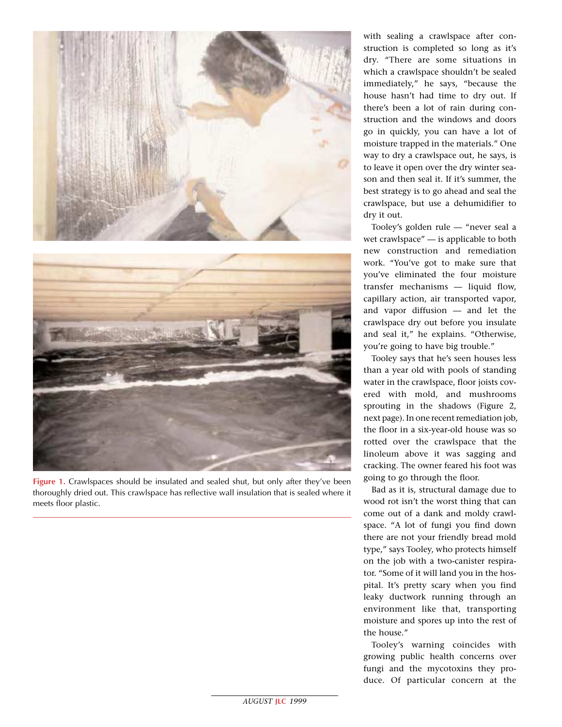Figure 1. Crawlspaces should be insulated and sealed shut, but only after they've been thoroughly dried out. This crawlspace has reflective wall insulation that is sealed where it meets floor plastic.

with sealing a crawlspace after construction is completed so long as it's dry. "There are some situations in which a crawlspace shouldn't be sealed immediately," he says, "because the house hasn't had time to dry out. If there's been a lot of rain during construction and the windows and doors go in quickly, you can have a lot of moisture trapped in the materials." One way to dry a crawlspace out, he says, is to leave it open over the dry winter season and then seal it. If it's summer, the best strategy is to go ahead and seal the crawlspace, but use a dehumidifier to dry it out.

Tooley's golden rule — "never seal a wet crawlspace" — is applicable to both new construction and remediation work. "You've got to make sure that you've eliminated the four moisture transfer mechanisms — liquid flow, capillary action, air transported vapor, and vapor diffusion — and let the crawlspace dry out before you insulate and seal it," he explains. "Otherwise, you're going to have big trouble."

Tooley says that he's seen houses less than a year old with pools of standing water in the crawlspace, floor joists covered with mold, and mushrooms sprouting in the shadows (Figure 2, next page). In one recent remediation job, the floor in a six-year-old house was so rotted over the crawlspace that the linoleum above it was sagging and cracking. The owner feared his foot was going to go through the floor.

Bad as it is, structural damage due to wood rot isn't the worst thing that can come out of a dank and moldy crawlspace. "A lot of fungi you find down there are not your friendly bread mold type," says Tooley, who protects himself on the job with a two-canister respirator. "Some of it will land you in the hospital. It's pretty scary when you find leaky ductwork running through an environment like that, transporting moisture and spores up into the rest of the house."

Tooley's warning coincides with growing public health concerns over fungi and the mycotoxins they produce. Of particular concern at the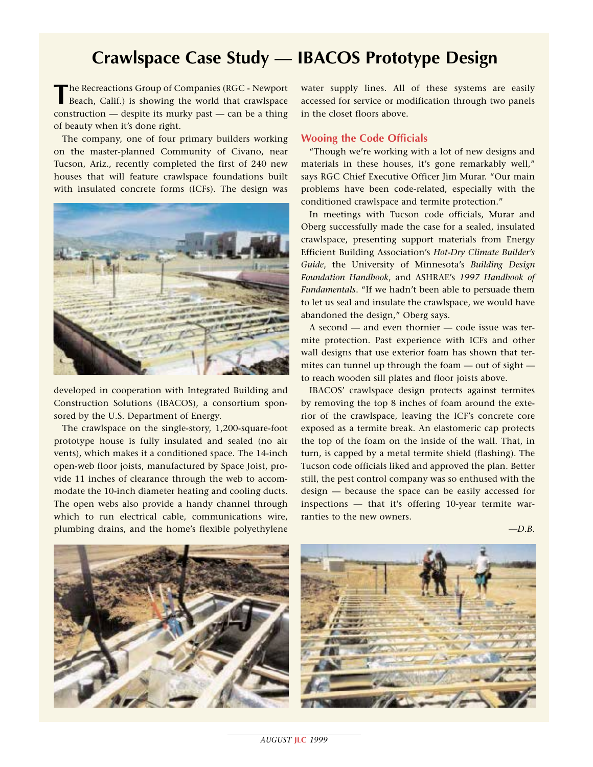# Crawlspace Case Study — IBACOS Prototype Design

The Recreactions Group of Companies (RGC - Newport Beach, Calif.) is showing the world that crawlspace construction — despite its murky past — can be a thing of beauty when it's done right.

The company, one of four primary builders working on the master-planned Community of Civano, near Tucson, Ariz., recently completed the first of 240 new houses that will feature crawlspace foundations built with insulated concrete forms (ICFs). The design was developed in cooperation with Integrated Building and Construction Solutions (IBACOS), a consortium sponsored by the U.S. Department of Energy.

The crawlspace on the single-story, 1,200-square-foot prototype house is fully insulated and sealed (no air vents), which makes it a conditioned space. The 14-inch open-web floor joists, manufactured by Space Joist, provide 11 inches of clearance through the web to accommodate the 10-inch diameter heating and cooling ducts. The open webs also provide a handy channel through which to run electrical cable, communications wire, plumbing drains, and the home's flexible polyethylene water supply lines. All of these systems are easily accessed for service or modification through two panels in the closet floors above.

## Wooing the Code Officials

"Though we're working with a lot of new designs and materials in these houses, it's gone remarkably well," says RGC Chief Executive Officer Jim Murar. "Our main problems have been code-related, especially with the conditioned crawlspace and termite protection."

In meetings with Tucson code officials, Murar and Oberg successfully made the case for a sealed, insulated crawlspace, presenting support materials from Energy Efficient Building Association's *Hot-Dry Climate Builder's Guide*, the University of Minnesota's *Building Design Foundation Handbook*, and ASHRAE's *1997 Handbook of Fundamentals*. "If we hadn't been able to persuade them to let us seal and insulate the crawlspace, we would have abandoned the design," Oberg says.

A second — and even thornier — code issue was termite protection. Past experience with ICFs and other wall designs that use exterior foam has shown that termites can tunnel up through the foam — out of sight — to reach wooden sill plates and floor joists above.

IBACOS' crawlspace design protects against termites by removing the top 8 inches of foam around the exterior of the crawlspace, leaving the ICF's concrete core exposed as a termite break. An elastomeric cap protects the top of the foam on the inside of the wall. That, in turn, is capped by a metal termite shield (flashing). The Tucson code officials liked and approved the plan. Better still, the pest control company was so enthused with the design — because the space can be easily accessed for inspections — that it's offering 10-year termite warranties to the new owners.

*—D.B.*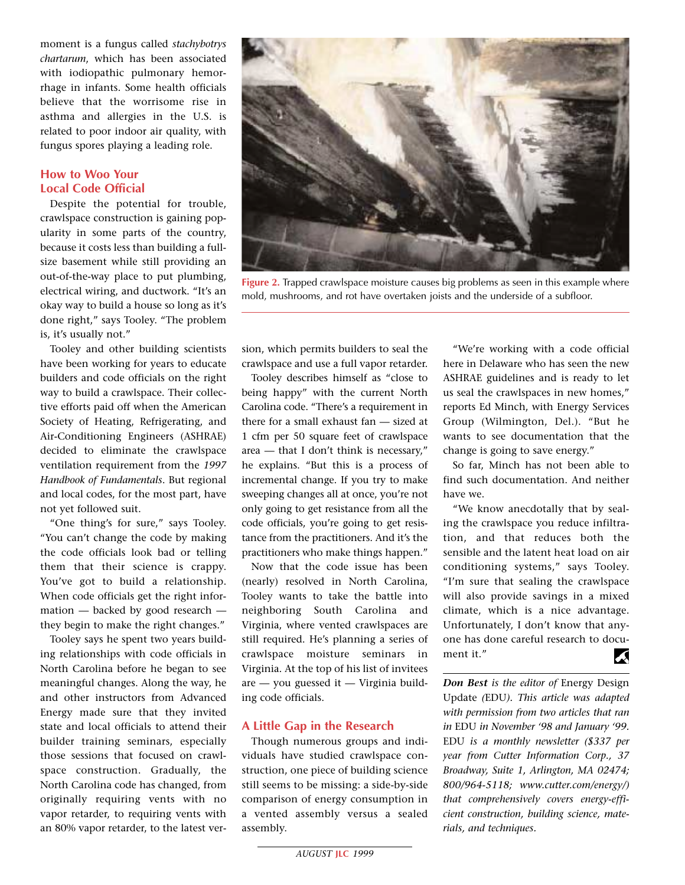moment is a fungus called *stachybotrys chartarum*, which has been associated with iodiopathic pulmonary hemorrhage in infants. Some health officials believe that the worrisome rise in asthma and allergies in the U.S. is related to poor indoor air quality, with fungus spores playing a leading role.

## How to Woo Your Local Code Official

Despite the potential for trouble, crawlspace construction is gaining popularity in some parts of the country, because it costs less than building a full-size basement while still providing an out-of-the-way place to put plumbing, electrical wiring, and ductwork. "It's an okay way to build a house so long as it's done right," says Tooley. "The problem is, it's usually not."

Tooley and other building scientists have been working for years to educate builders and code officials on the right way to build a crawlspace. Their collective efforts paid off when the American Society of Heating, Refrigerating, and Air-Conditioning Engineers (ASHRAE) decided to eliminate the crawlspace ventilation requirement from the *1997 Handbook of Fundamentals*. But regional and local codes, for the most part, have not yet followed suit.

"One thing's for sure," says Tooley. "You can't change the code by making the code officials look bad or telling them that their science is crappy. You've got to build a relationship. When code officials get the right information — backed by good research — they begin to make the right changes."

Tooley says he spent two years building relationships with code officials in North Carolina before he began to see meaningful changes. Along the way, he and other instructors from Advanced Energy made sure that they invited state and local officials to attend their builder training seminars, especially those sessions that focused on crawlspace construction. Gradually, the North Carolina code has changed, from originally requiring vents with no vapor retarder, to requiring vents with an 80% vapor retarder, to the latest version, which permits builders to seal the crawlspace and use a full vapor retarder.

Figure 2. Trapped crawlspace moisture causes big problems as seen in this example where mold, mushrooms, and rot have overtaken joists and the underside of a subfloor.

Tooley describes himself as "close to being happy" with the current North Carolina code. "There's a requirement in there for a small exhaust fan — sized at 1 cfm per 50 square feet of crawlspace area — that I don't think is necessary," he explains. "But this is a process of incremental change. If you try to make sweeping changes all at once, you're not only going to get resistance from all the code officials, you're going to get resistance from the practitioners. And it's the practitioners who make things happen."

Now that the code issue has been (nearly) resolved in North Carolina, Tooley wants to take the battle into neighboring South Carolina and Virginia, where vented crawlspaces are still required. He's planning a series of crawlspace moisture seminars in Virginia. At the top of his list of invitees are — you guessed it — Virginia building code officials.

## A Little Gap in the Research

Though numerous groups and individuals have studied crawlspace construction, one piece of building science still seems to be missing: a side-by-side comparison of energy consumption in a vented assembly versus a sealed assembly.

"We're working with a code official here in Delaware who has seen the new ASHRAE guidelines and is ready to let us seal the crawlspaces in new homes," reports Ed Minch, with Energy Services Group (Wilmington, Del.). "But he wants to see documentation that the change is going to save energy."

So far, Minch has not been able to find such documentation. And neither have we.

"We know anecdotally that by sealing the crawlspace you reduce infiltration, and that reduces both the sensible and the latent heat load on air conditioning systems," says Tooley. "I'm sure that sealing the crawlspace will also provide savings in a mixed climate, which is a nice advantage. Unfortunately, I don't know that anyone has done careful research to document it."

***Don Best*** *is the editor of* Energy Design Update *(*EDU*). This article was adapted with permission from two articles that ran in* EDU *in November '98 and January '99.* EDU *is a monthly newsletter ($337 per year from Cutter Information Corp., 37 Broadway, Suite 1, Arlington, MA 02474; 800/964-5118; www.cutter.com/energy/) that comprehensively covers energy-efficient construction, building science, materials, and techniques.*